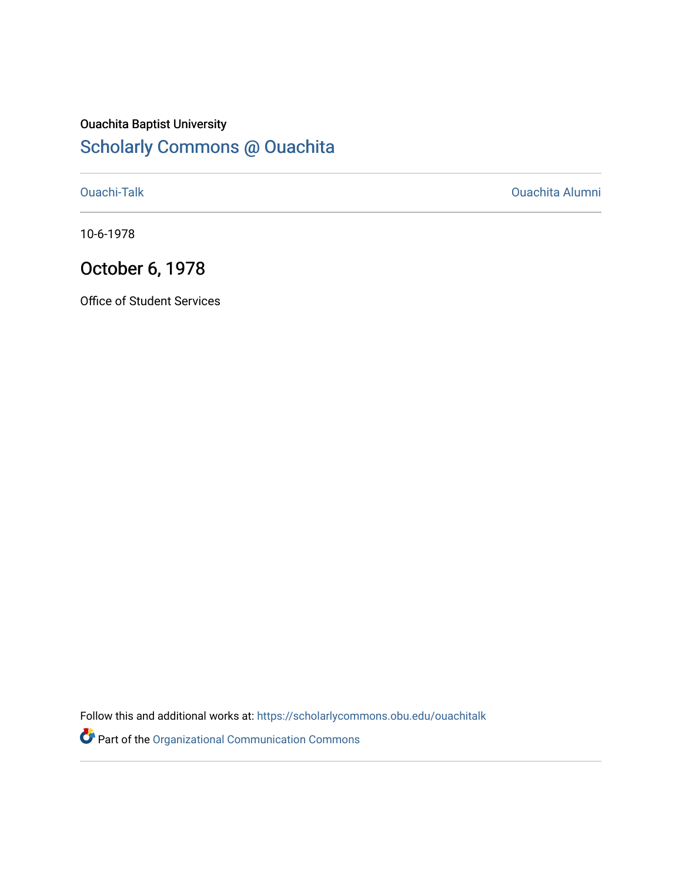Ouachita Baptist University

## Scholarly Commons @ Ouachita

Ouachi-Talk

Ouachita Alumni

10-6-1978

# October 6, 1978

Office of Student Services

Follow this and additional works at: https://scholarlycommons.obu.edu/ouachitalk

Part of the Organizational Communication Commons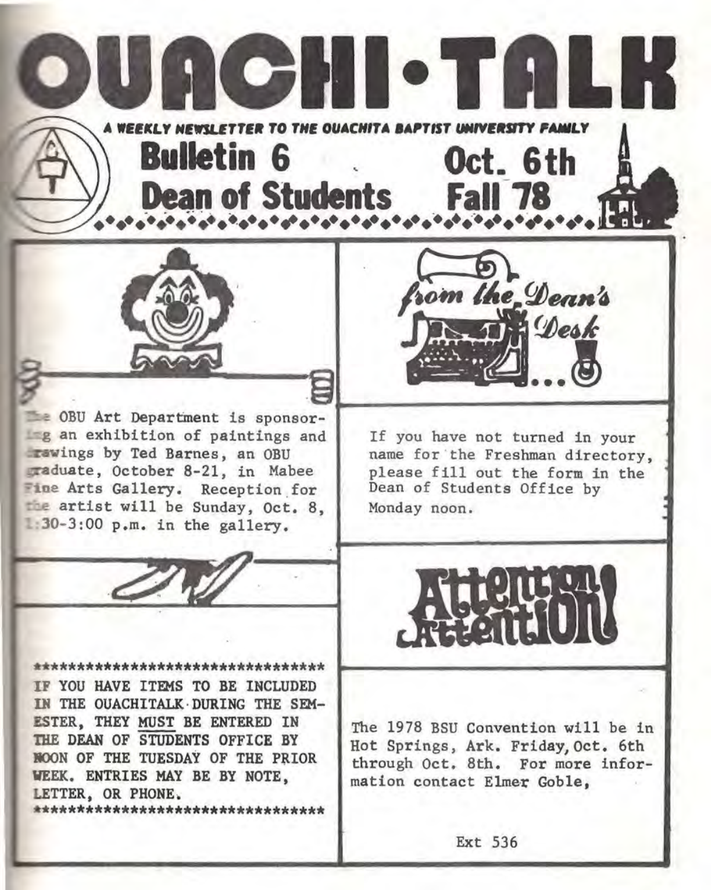# OUACHI·TALK

A WEEKLY NEWSLETTER TO THE OUACHITA BAPTIST UNIVERSITY FAMILY

## Bulletin 6 — Oct. 6th
## Dean of Students — Fall 78

The OBU Art Department is sponsoring an exhibition of paintings and drawings by Ted Barnes, an OBU graduate, October 8-21, in Mabee Fine Arts Gallery. Reception for the artist will be Sunday, Oct. 8, 1:30-3:00 p.m. in the gallery.

### from the Dean's Desk...

If you have not turned in your name for the Freshman directory, please fill out the form in the Dean of Students Office by Monday noon.

*********************************

IF YOU HAVE ITEMS TO BE INCLUDED IN THE OUACHITALK DURING THE SEMESTER, THEY MUST BE ENTERED IN THE DEAN OF STUDENTS OFFICE BY NOON OF THE TUESDAY OF THE PRIOR WEEK. ENTRIES MAY BE BY NOTE, LETTER, OR PHONE.

*********************************

### Attention! Attention!

The 1978 BSU Convention will be in Hot Springs, Ark. Friday, Oct. 6th through Oct. 8th. For more information contact Elmer Goble,

Ext 536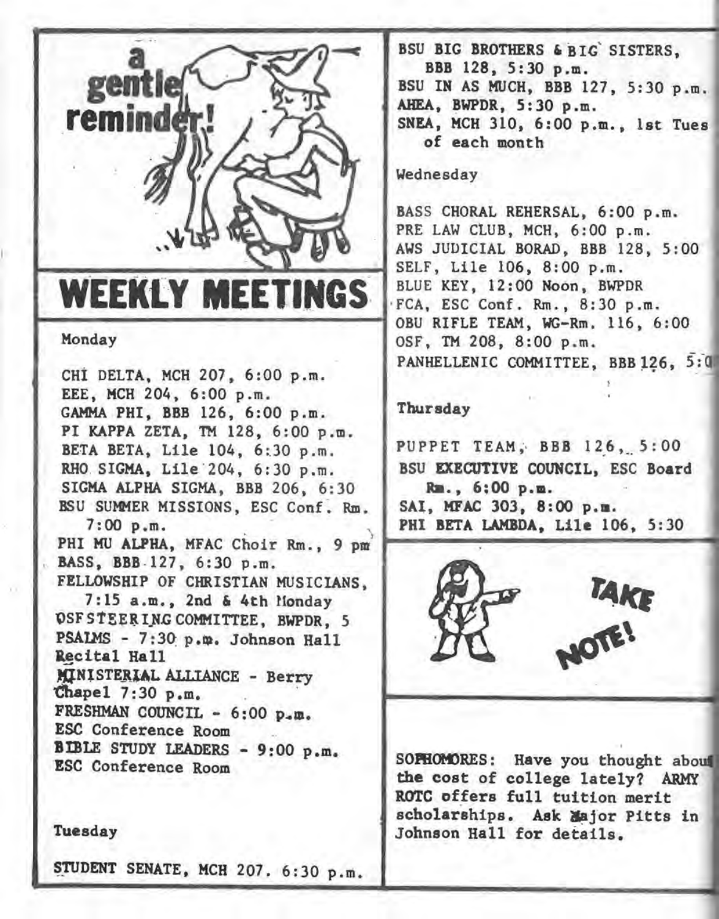a gentle reminder!

# WEEKLY MEETINGS

### Monday

CHI DELTA, MCH 207, 6:00 p.m.
EEE, MCH 204, 6:00 p.m.
GAMMA PHI, BBB 126, 6:00 p.m.
PI KAPPA ZETA, TM 128, 6:00 p.m.
BETA BETA, Lile 104, 6:30 p.m.
RHO SIGMA, Lile 204, 6:30 p.m.
SIGMA ALPHA SIGMA, BBB 206, 6:30
BSU SUMMER MISSIONS, ESC Conf. Rm. 7:00 p.m.
PHI MU ALPHA, MFAC Choir Rm., 9 pm
BASS, BBB 127, 6:30 p.m.
FELLOWSHIP OF CHRISTIAN MUSICIANS, 7:15 a.m., 2nd & 4th Monday
OSF STEERING COMMITTEE, BWPDR, 5
PSALMS - 7:30 p.m. Johnson Hall Recital Hall
MINISTERIAL ALLIANCE - Berry Chapel 7:30 p.m.
FRESHMAN COUNCIL - 6:00 p.m. ESC Conference Room
BIBLE STUDY LEADERS - 9:00 p.m. ESC Conference Room

### Tuesday

STUDENT SENATE, MCH 207. 6:30 p.m.
BSU BIG BROTHERS & BIG SISTERS, BBB 128, 5:30 p.m.
BSU IN AS MUCH, BBB 127, 5:30 p.m.
AHEA, BWPDR, 5:30 p.m.
SNEA, MCH 310, 6:00 p.m., 1st Tues of each month

### Wednesday

BASS CHORAL REHERSAL, 6:00 p.m.
PRE LAW CLUB, MCH, 6:00 p.m.
AWS JUDICIAL BORAD, BBB 128, 5:00
SELF, Lile 106, 8:00 p.m.
BLUE KEY, 12:00 Noon, BWPDR
FCA, ESC Conf. Rm., 8:30 p.m.
OBU RIFLE TEAM, WG-Rm. 116, 6:00
OSF, TM 208, 8:00 p.m.
PANHELLENIC COMMITTEE, BBB 126, 5:0

### Thursday

PUPPET TEAM, BBB 126, 5:00
BSU EXECUTIVE COUNCIL, ESC Board Rm., 6:00 p.m.
SAI, MFAC 303, 8:00 p.m.
PHI BETA LAMBDA, Lile 106, 5:30

TAKE NOTE!

SOPHOMORES: Have you thought about the cost of college lately? ARMY ROTC offers full tuition merit scholarships. Ask Major Pitts in Johnson Hall for details.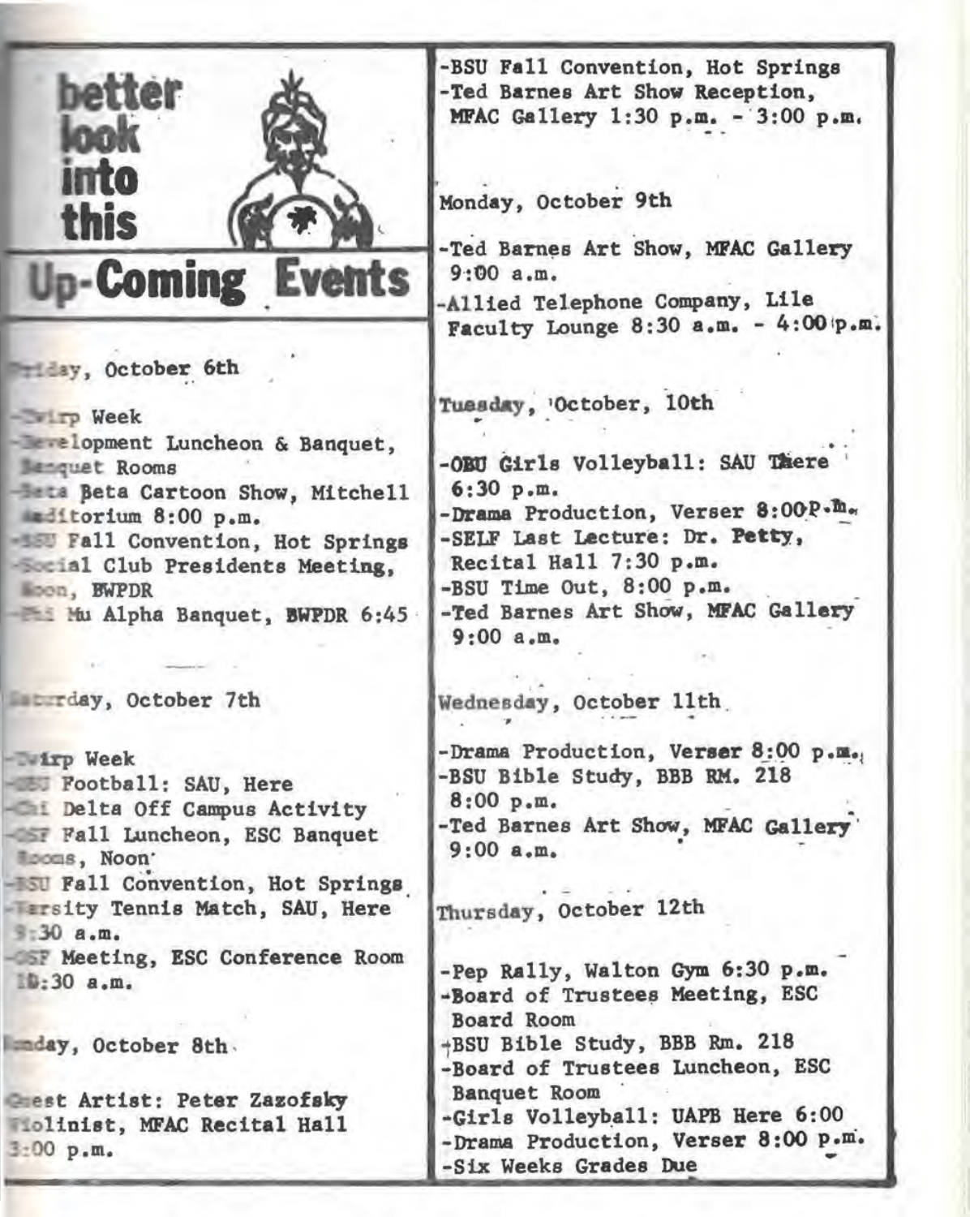# better look into this

## Up-Coming Events

**Friday, October 6th**

- Twirp Week
- Development Luncheon & Banquet, Banquet Rooms
- Beta Beta Cartoon Show, Mitchell Auditorium 8:00 p.m.
- BSU Fall Convention, Hot Springs
- Social Club Presidents Meeting, Noon, BWPDR
- Phi Mu Alpha Banquet, BWPDR 6:45

**Saturday, October 7th**

- Twirp Week
- OBU Football: SAU, Here
- Chi Delta Off Campus Activity
- OSF Fall Luncheon, ESC Banquet Rooms, Noon
- BSU Fall Convention, Hot Springs
- Varsity Tennis Match, SAU, Here 9:30 a.m.
- OSF Meeting, ESC Conference Room 10:30 a.m.

**Sunday, October 8th**

- Guest Artist: Peter Zazofsky Violinist, MFAC Recital Hall 3:00 p.m.
- BSU Fall Convention, Hot Springs
- Ted Barnes Art Show Reception, MFAC Gallery 1:30 p.m. - 3:00 p.m.

**Monday, October 9th**

- Ted Barnes Art Show, MFAC Gallery 9:00 a.m.
- Allied Telephone Company, Lile Faculty Lounge 8:30 a.m. - 4:00 p.m.

**Tuesday, October, 10th**

- OBU Girls Volleyball: SAU There 6:30 p.m.
- Drama Production, Verser 8:00 p.m.
- SELF Last Lecture: Dr. Petty, Recital Hall 7:30 p.m.
- BSU Time Out, 8:00 p.m.
- Ted Barnes Art Show, MFAC Gallery 9:00 a.m.

**Wednesday, October 11th**

- Drama Production, Verser 8:00 p.m.
- BSU Bible Study, BBB RM. 218 8:00 p.m.
- Ted Barnes Art Show, MFAC Gallery 9:00 a.m.

**Thursday, October 12th**

- Pep Rally, Walton Gym 6:30 p.m.
- Board of Trustees Meeting, ESC Board Room
- BSU Bible Study, BBB Rm. 218
- Board of Trustees Luncheon, ESC Banquet Room
- Girls Volleyball: UAPB Here 6:00
- Drama Production, Verser 8:00 p.m.
- Six Weeks Grades Due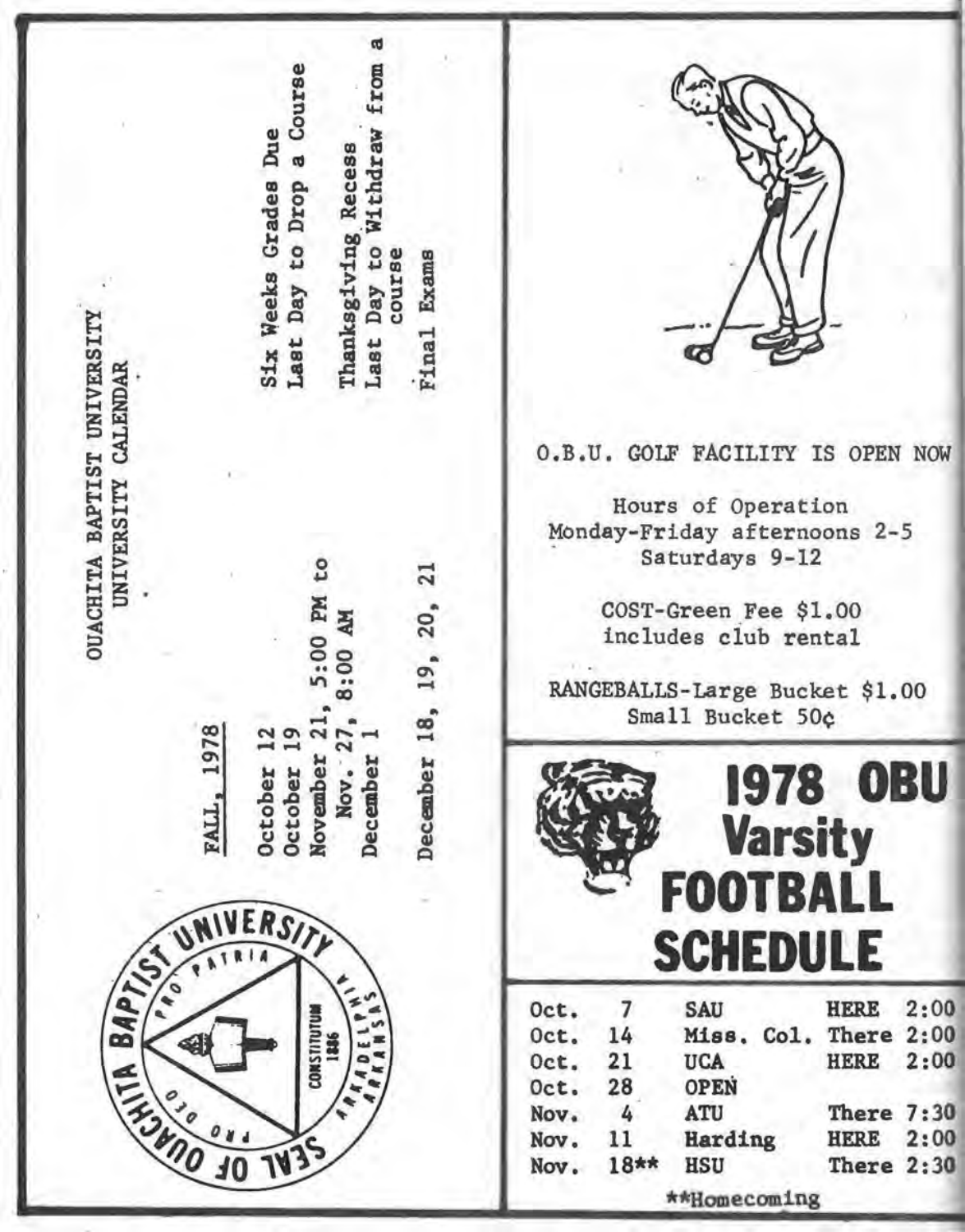# OUACHITA BAPTIST UNIVERSITY
## UNIVERSITY CALENDAR

**FALL, 1978**

| | |
|---|---|
| October 12 | Six Weeks Grades Due |
| October 19 | Last Day to Drop a Course |
| November 21, 5:00 PM to Nov. 27, 8:00 AM | Thanksgiving Recess |
| December 1 | Last Day to Withdraw from a course |
| December 18, 19, 20, 21 | Final Exams |

SEAL OF OUACHITA BAPTIST UNIVERSITY — PRO PATRIA — PRO DEO — CONSTITUTUM 1886 — ARKADELPHIA ARKANSAS

**O.B.U. GOLF FACILITY IS OPEN NOW**

Hours of Operation
Monday-Friday afternoons 2-5
Saturdays 9-12

COST-Green Fee $1.00
includes club rental

RANGEBALLS-Large Bucket $1.00
Small Bucket 50¢

# 1978 OBU Varsity FOOTBALL SCHEDULE

| | | | | |
|---|---|---|---|---|
| Oct. | 7 | SAU | HERE | 2:00 |
| Oct. | 14 | Miss. Col. | There | 2:00 |
| Oct. | 21 | UCA | HERE | 2:00 |
| Oct. | 28 | OPEN | | |
| Nov. | 4 | ATU | There | 7:30 |
| Nov. | 11 | Harding | HERE | 2:00 |
| Nov. | 18** | HSU | There | 2:30 |

**Homecoming